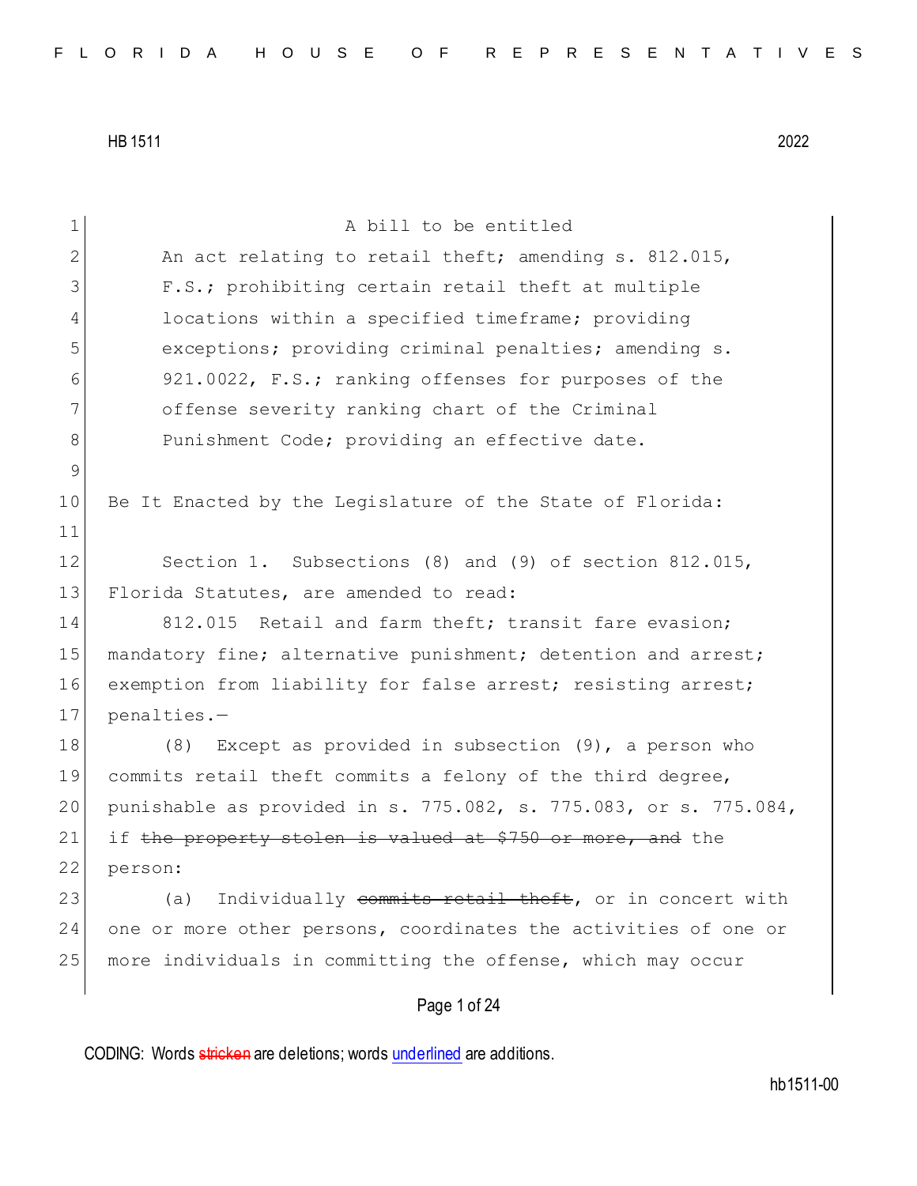HB 1511 2022

A bill to be entitled

An act relating to retail theft; amending s. 812.015, F.S.; prohibiting certain retail theft at multiple locations within a specified timeframe; providing exceptions; providing criminal penalties; amending s. 921.0022, F.S.; ranking offenses for purposes of the offense severity ranking chart of the Criminal Punishment Code; providing an effective date.

Be It Enacted by the Legislature of the State of Florida:

Section 1. Subsections (8) and (9) of section 812.015, Florida Statutes, are amended to read:

812.015 Retail and farm theft; transit fare evasion; mandatory fine; alternative punishment; detention and arrest; exemption from liability for false arrest; resisting arrest; penalties.—

(8) Except as provided in subsection (9), a person who commits retail theft commits a felony of the third degree, punishable as provided in s. 775.082, s. 775.083, or s. 775.084, if ~~the property stolen is valued at $750 or more, and~~ the person:

(a) Individually ~~commits retail theft~~, or in concert with one or more other persons, coordinates the activities of one or more individuals in committing the offense, which may occur

CODING: Words ~~stricken~~ are deletions; words underlined are additions.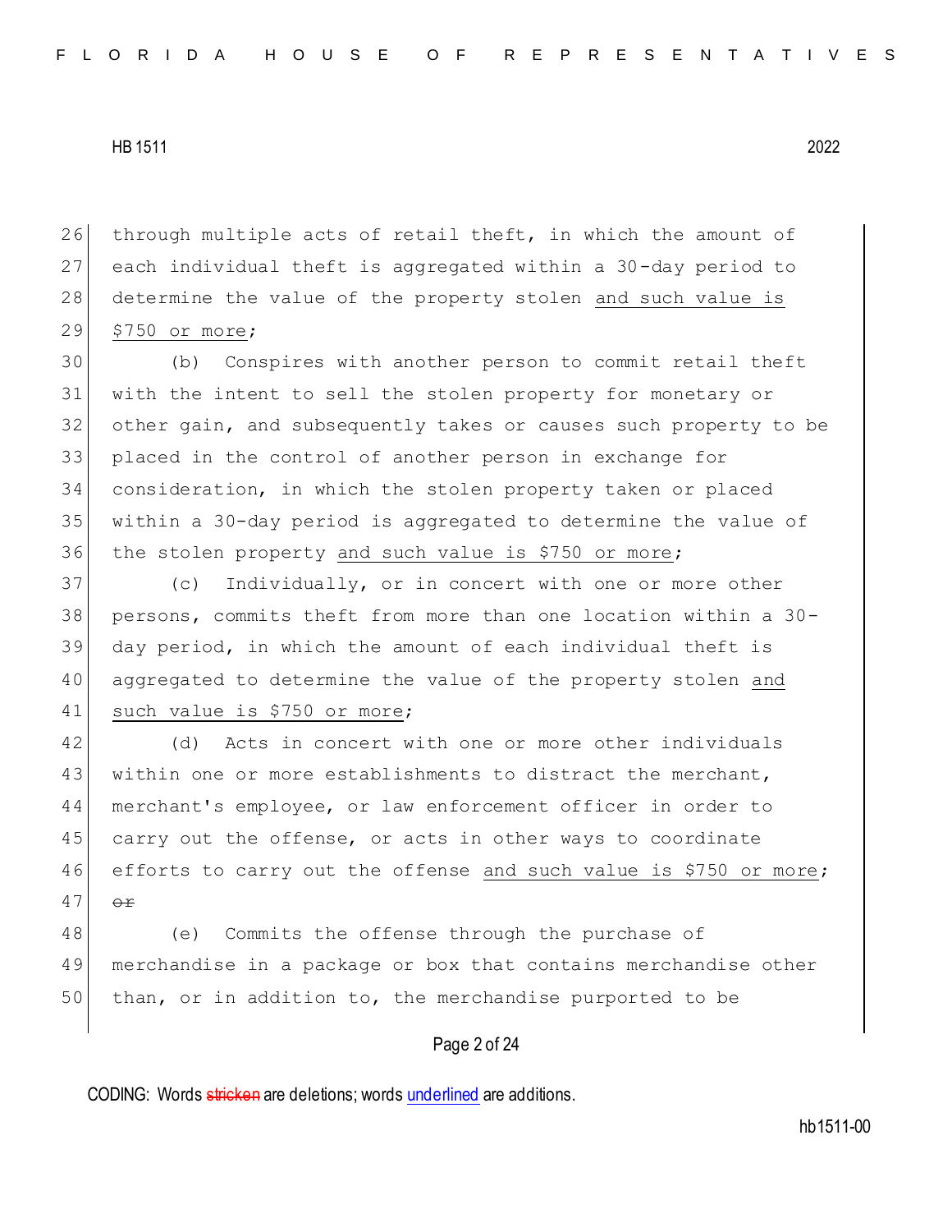through multiple acts of retail theft, in which the amount of each individual theft is aggregated within a 30-day period to determine the value of the property stolen and such value is $750 or more;

(b) Conspires with another person to commit retail theft with the intent to sell the stolen property for monetary or other gain, and subsequently takes or causes such property to be placed in the control of another person in exchange for consideration, in which the stolen property taken or placed within a 30-day period is aggregated to determine the value of the stolen property and such value is $750 or more;

(c) Individually, or in concert with one or more other persons, commits theft from more than one location within a 30-day period, in which the amount of each individual theft is aggregated to determine the value of the property stolen and such value is $750 or more;

(d) Acts in concert with one or more other individuals within one or more establishments to distract the merchant, merchant's employee, or law enforcement officer in order to carry out the offense, or acts in other ways to coordinate efforts to carry out the offense and such value is $750 or more; ~~or~~

(e) Commits the offense through the purchase of merchandise in a package or box that contains merchandise other than, or in addition to, the merchandise purported to be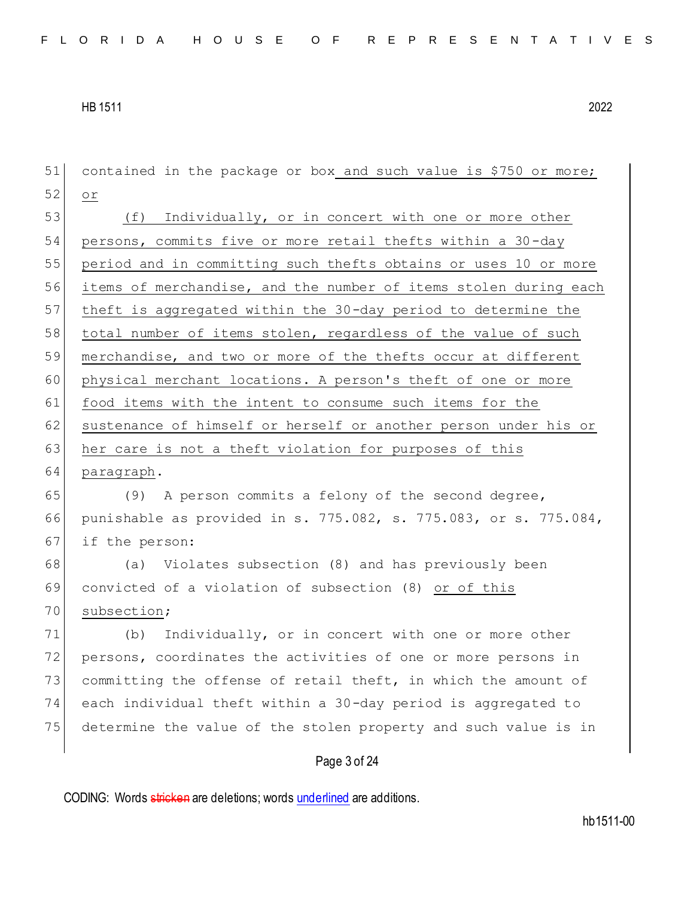contained in the package or box <u>and such value is $750 or more;</u> <u>or</u>

<u>(f) Individually, or in concert with one or more other persons, commits five or more retail thefts within a 30-day period and in committing such thefts obtains or uses 10 or more items of merchandise, and the number of items stolen during each theft is aggregated within the 30-day period to determine the total number of items stolen, regardless of the value of such merchandise, and two or more of the thefts occur at different physical merchant locations. A person's theft of one or more food items with the intent to consume such items for the sustenance of himself or herself or another person under his or her care is not a theft violation for purposes of this paragraph</u>.

(9) A person commits a felony of the second degree, punishable as provided in s. 775.082, s. 775.083, or s. 775.084, if the person:

(a) Violates subsection (8) and has previously been convicted of a violation of subsection (8) <u>or of this subsection</u>;

(b) Individually, or in concert with one or more other persons, coordinates the activities of one or more persons in committing the offense of retail theft, in which the amount of each individual theft within a 30-day period is aggregated to determine the value of the stolen property and such value is in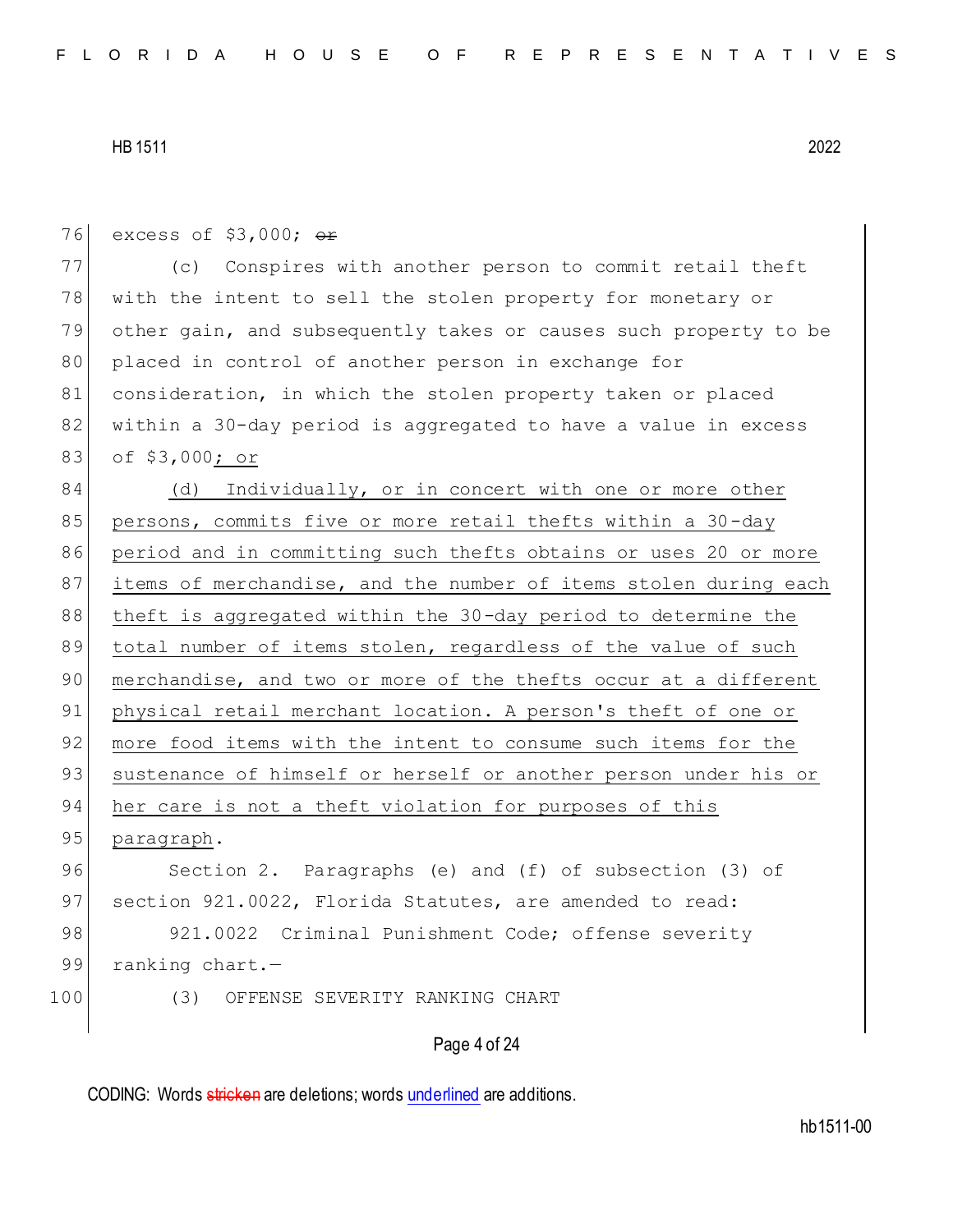excess of $3,000; ~~or~~

(c) Conspires with another person to commit retail theft with the intent to sell the stolen property for monetary or other gain, and subsequently takes or causes such property to be placed in control of another person in exchange for consideration, in which the stolen property taken or placed within a 30-day period is aggregated to have a value in excess of $3,000<u>; or</u>

<u>(d) Individually, or in concert with one or more other persons, commits five or more retail thefts within a 30-day period and in committing such thefts obtains or uses 20 or more items of merchandise, and the number of items stolen during each theft is aggregated within the 30-day period to determine the total number of items stolen, regardless of the value of such merchandise, and two or more of the thefts occur at a different physical retail merchant location. A person's theft of one or more food items with the intent to consume such items for the sustenance of himself or herself or another person under his or her care is not a theft violation for purposes of this paragraph</u>.

Section 2. Paragraphs (e) and (f) of subsection (3) of section 921.0022, Florida Statutes, are amended to read:

921.0022 Criminal Punishment Code; offense severity ranking chart.—

(3) OFFENSE SEVERITY RANKING CHART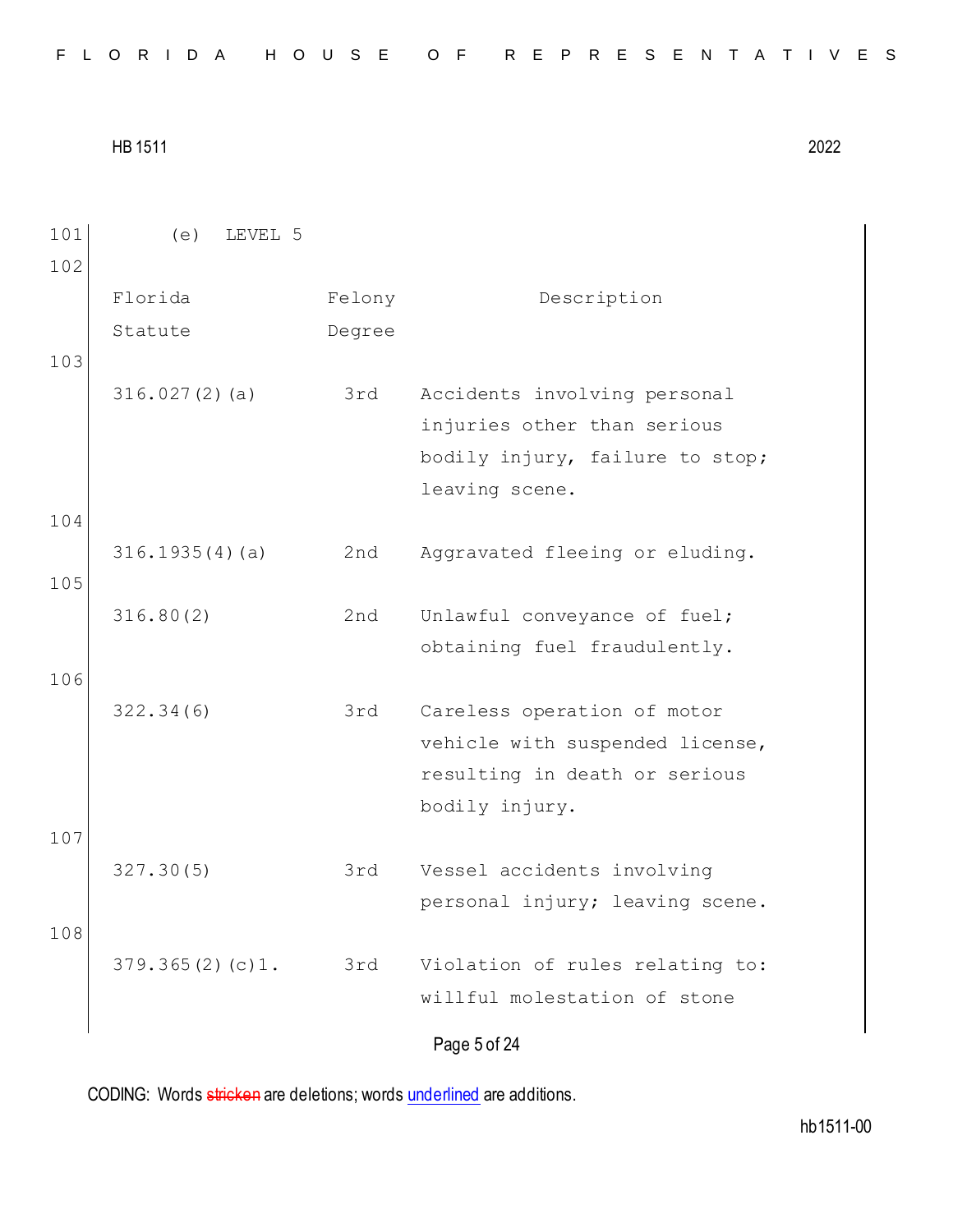(e) LEVEL 5

| Florida Statute | Felony Degree | Description |
|---|---|---|
| 316.027(2)(a) | 3rd | Accidents involving personal injuries other than serious bodily injury, failure to stop; leaving scene. |
| 316.1935(4)(a) | 2nd | Aggravated fleeing or eluding. |
| 316.80(2) | 2nd | Unlawful conveyance of fuel; obtaining fuel fraudulently. |
| 322.34(6) | 3rd | Careless operation of motor vehicle with suspended license, resulting in death or serious bodily injury. |
| 327.30(5) | 3rd | Vessel accidents involving personal injury; leaving scene. |
| 379.365(2)(c)1. | 3rd | Violation of rules relating to: willful molestation of stone |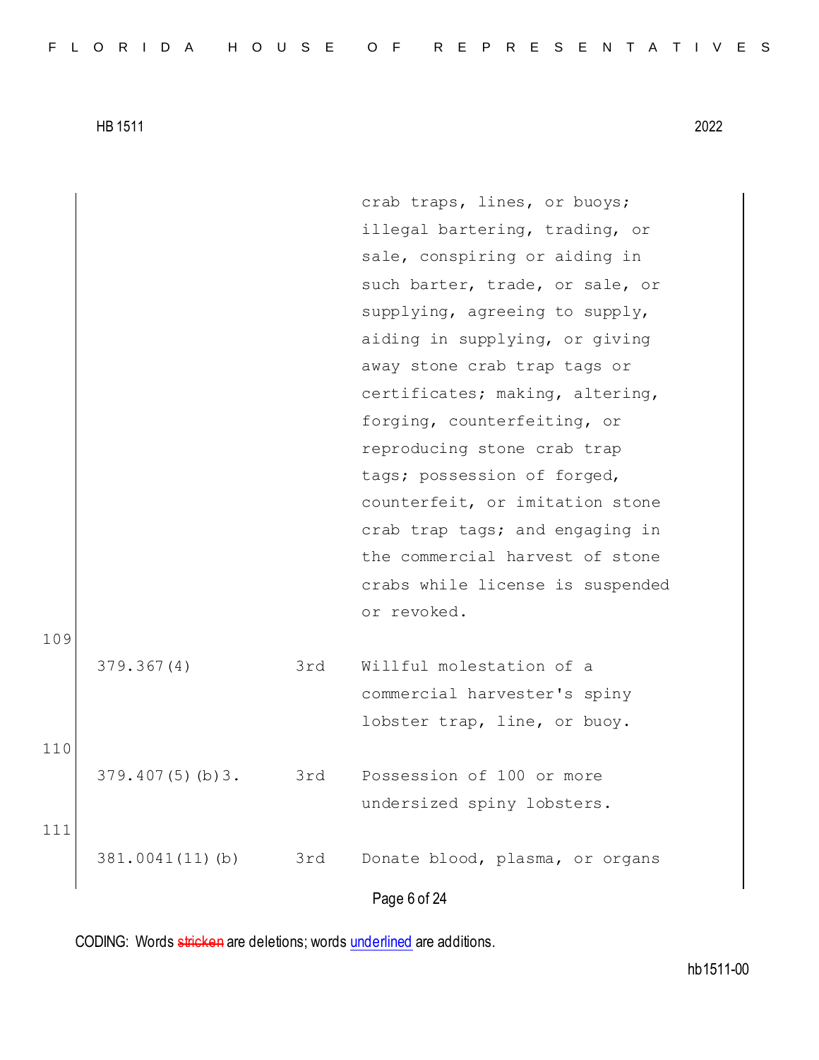| | | |
|---|---|---|
| | | crab traps, lines, or buoys; illegal bartering, trading, or sale, conspiring or aiding in such barter, trade, or sale, or supplying, agreeing to supply, aiding in supplying, or giving away stone crab trap tags or certificates; making, altering, forging, counterfeiting, or reproducing stone crab trap tags; possession of forged, counterfeit, or imitation stone crab trap tags; and engaging in the commercial harvest of stone crabs while license is suspended or revoked. |
| 379.367(4) | 3rd | Willful molestation of a commercial harvester's spiny lobster trap, line, or buoy. |
| 379.407(5)(b)3. | 3rd | Possession of 100 or more undersized spiny lobsters. |
| 381.0041(11)(b) | 3rd | Donate blood, plasma, or organs |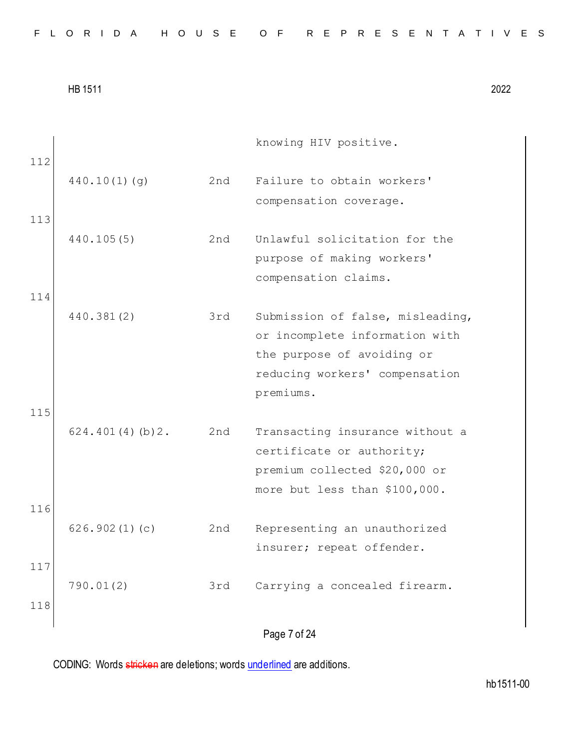| | | |
|---|---|---|
| | | knowing HIV positive. |
| 440.10(1)(g) | 2nd | Failure to obtain workers' compensation coverage. |
| 440.105(5) | 2nd | Unlawful solicitation for the purpose of making workers' compensation claims. |
| 440.381(2) | 3rd | Submission of false, misleading, or incomplete information with the purpose of avoiding or reducing workers' compensation premiums. |
| 624.401(4)(b)2. | 2nd | Transacting insurance without a certificate or authority; premium collected $20,000 or more but less than $100,000. |
| 626.902(1)(c) | 2nd | Representing an unauthorized insurer; repeat offender. |
| 790.01(2) | 3rd | Carrying a concealed firearm. |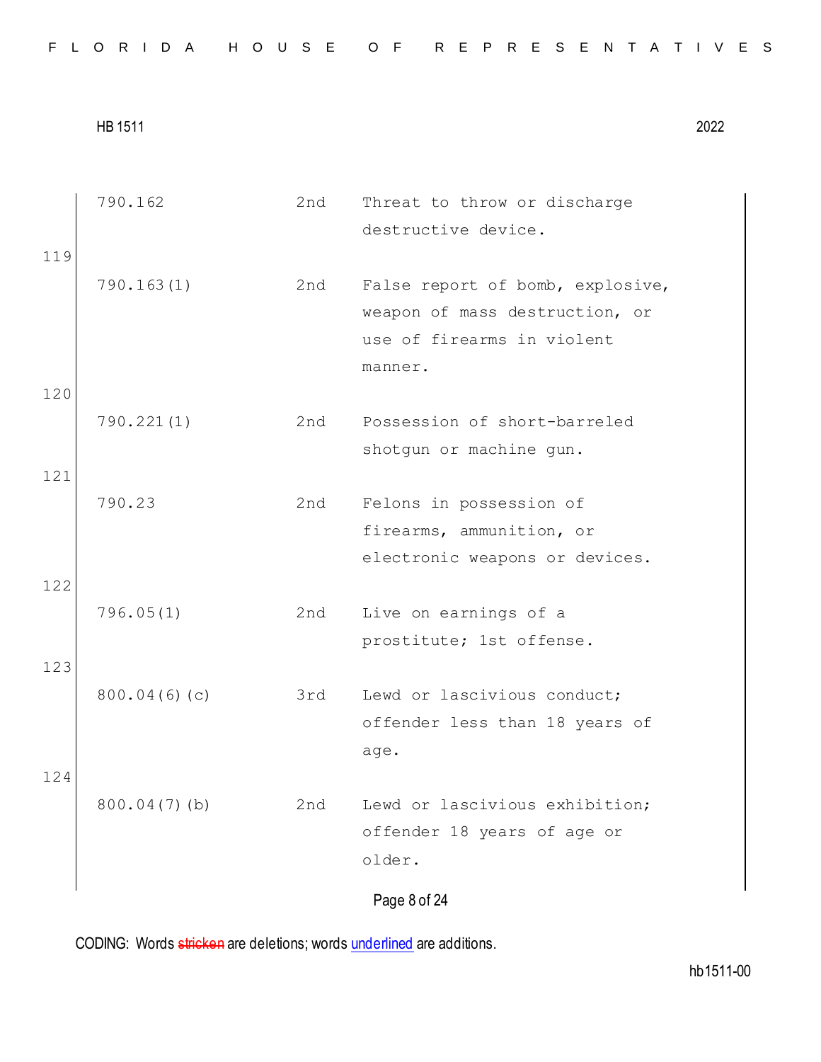| | | |
|---|---|---|
| 790.162 | 2nd | Threat to throw or discharge destructive device. |
| 790.163(1) | 2nd | False report of bomb, explosive, weapon of mass destruction, or use of firearms in violent manner. |
| 790.221(1) | 2nd | Possession of short-barreled shotgun or machine gun. |
| 790.23 | 2nd | Felons in possession of firearms, ammunition, or electronic weapons or devices. |
| 796.05(1) | 2nd | Live on earnings of a prostitute; 1st offense. |
| 800.04(6)(c) | 3rd | Lewd or lascivious conduct; offender less than 18 years of age. |
| 800.04(7)(b) | 2nd | Lewd or lascivious exhibition; offender 18 years of age or older. |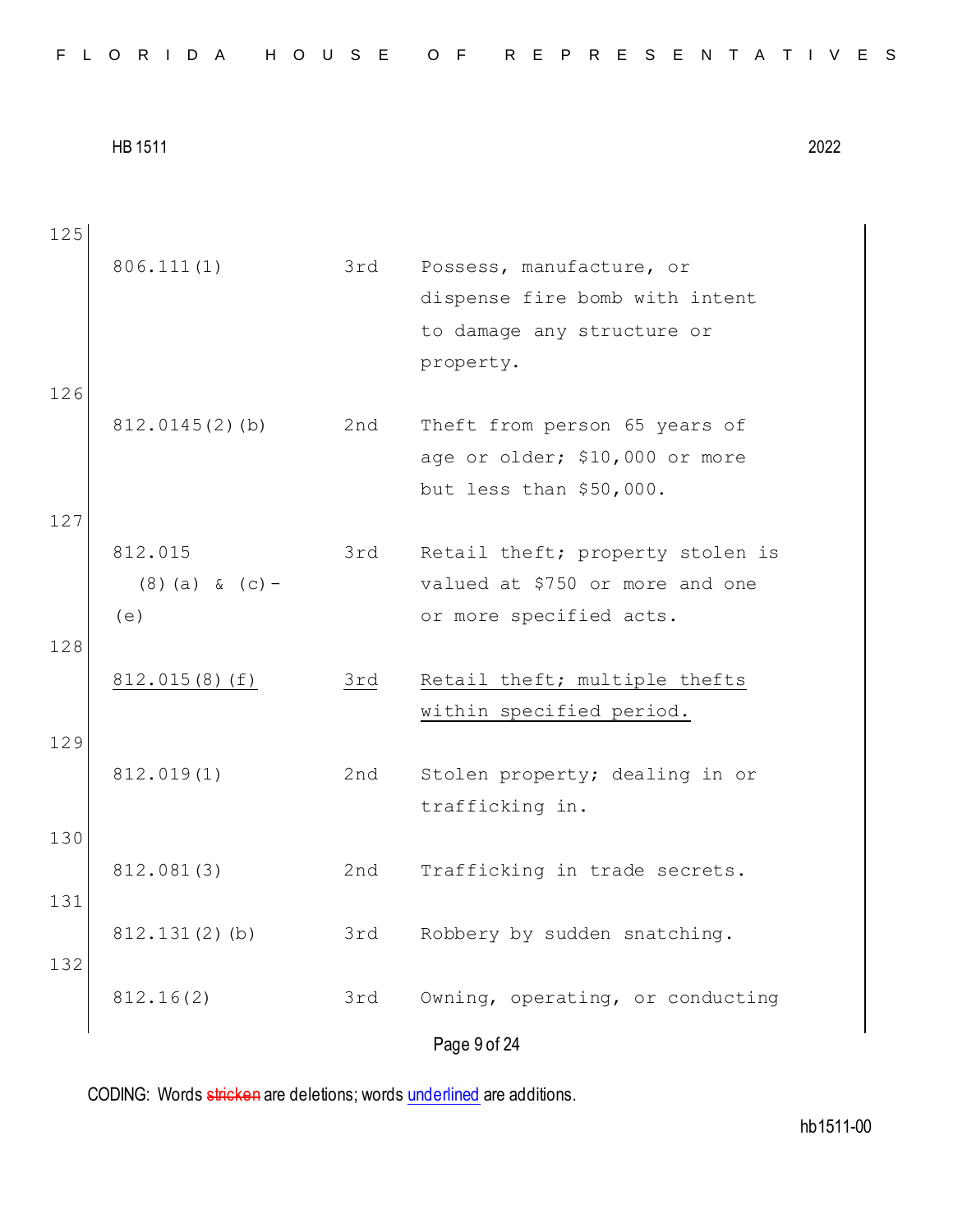125

| | | |
|---|---|---|
| 806.111(1) | 3rd | Possess, manufacture, or dispense fire bomb with intent to damage any structure or property. |

126

| | | |
|---|---|---|
| 812.0145(2)(b) | 2nd | Theft from person 65 years of age or older; $10,000 or more but less than $50,000. |

127

| | | |
|---|---|---|
| 812.015 (8)(a) & (c)-(e) | 3rd | Retail theft; property stolen is valued at $750 or more and one or more specified acts. |

128

| | | |
|---|---|---|
| <u>812.015(8)(f)</u> | <u>3rd</u> | <u>Retail theft; multiple thefts within specified period.</u> |

129

| | | |
|---|---|---|
| 812.019(1) | 2nd | Stolen property; dealing in or trafficking in. |

130

| | | |
|---|---|---|
| 812.081(3) | 2nd | Trafficking in trade secrets. |

131

| | | |
|---|---|---|
| 812.131(2)(b) | 3rd | Robbery by sudden snatching. |

132

| | | |
|---|---|---|
| 812.16(2) | 3rd | Owning, operating, or conducting |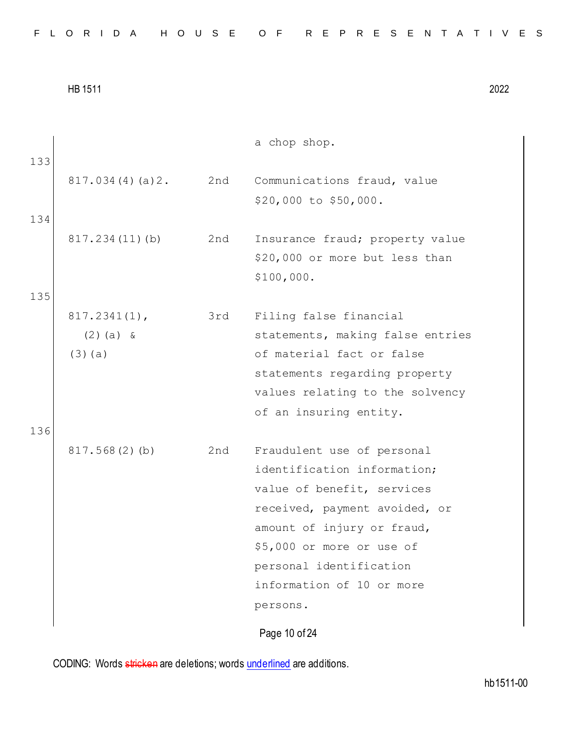| | | a chop shop. |
|---|---|---|
| 817.034(4)(a)2. | 2nd | Communications fraud, value $20,000 to $50,000. |
| 817.234(11)(b) | 2nd | Insurance fraud; property value $20,000 or more but less than $100,000. |
| 817.2341(1), (2)(a) & (3)(a) | 3rd | Filing false financial statements, making false entries of material fact or false statements regarding property values relating to the solvency of an insuring entity. |
| 817.568(2)(b) | 2nd | Fraudulent use of personal identification information; value of benefit, services received, payment avoided, or amount of injury or fraud, $5,000 or more or use of personal identification information of 10 or more persons. |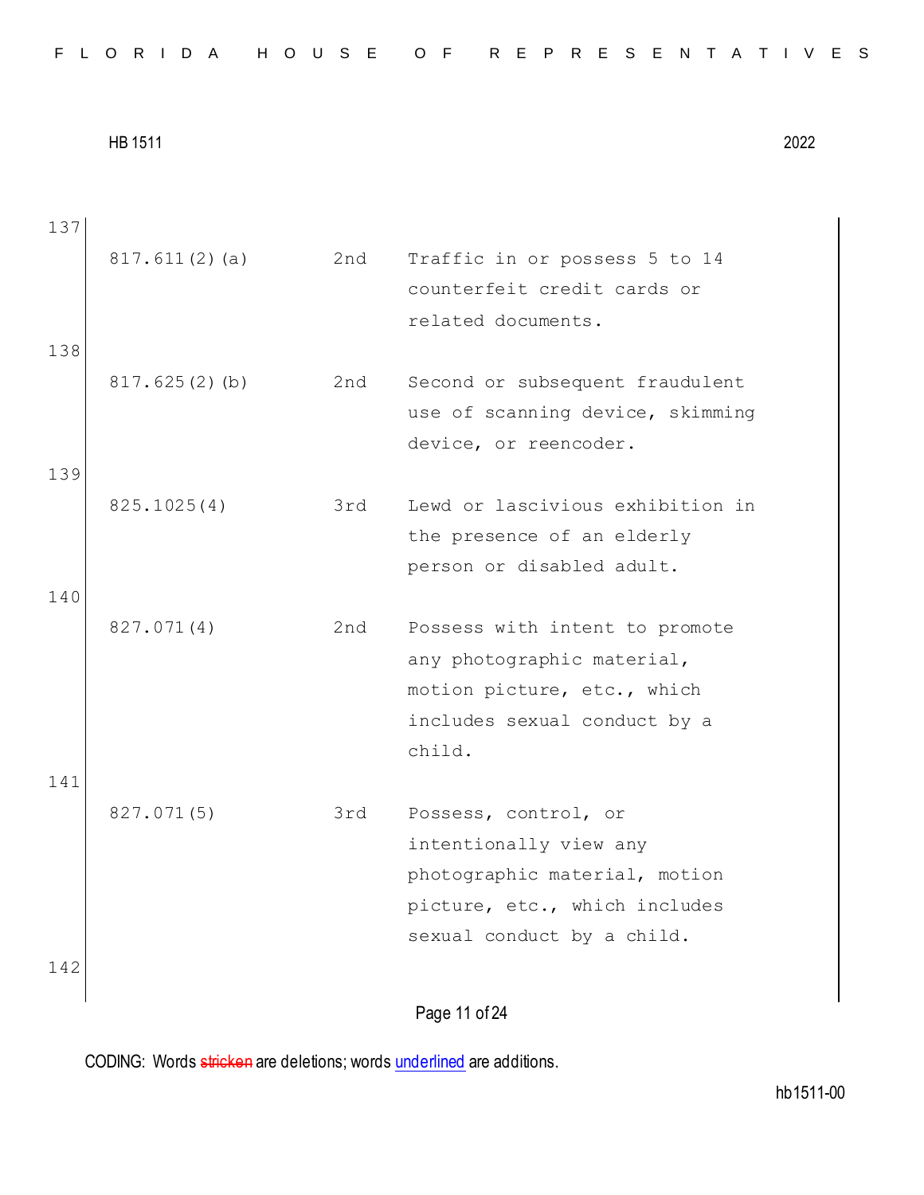137

| | | |
|---|---|---|
| 817.611(2)(a) | 2nd | Traffic in or possess 5 to 14 counterfeit credit cards or related documents. |

138

| | | |
|---|---|---|
| 817.625(2)(b) | 2nd | Second or subsequent fraudulent use of scanning device, skimming device, or reencoder. |

139

| | | |
|---|---|---|
| 825.1025(4) | 3rd | Lewd or lascivious exhibition in the presence of an elderly person or disabled adult. |

140

| | | |
|---|---|---|
| 827.071(4) | 2nd | Possess with intent to promote any photographic material, motion picture, etc., which includes sexual conduct by a child. |

141

| | | |
|---|---|---|
| 827.071(5) | 3rd | Possess, control, or intentionally view any photographic material, motion picture, etc., which includes sexual conduct by a child. |

142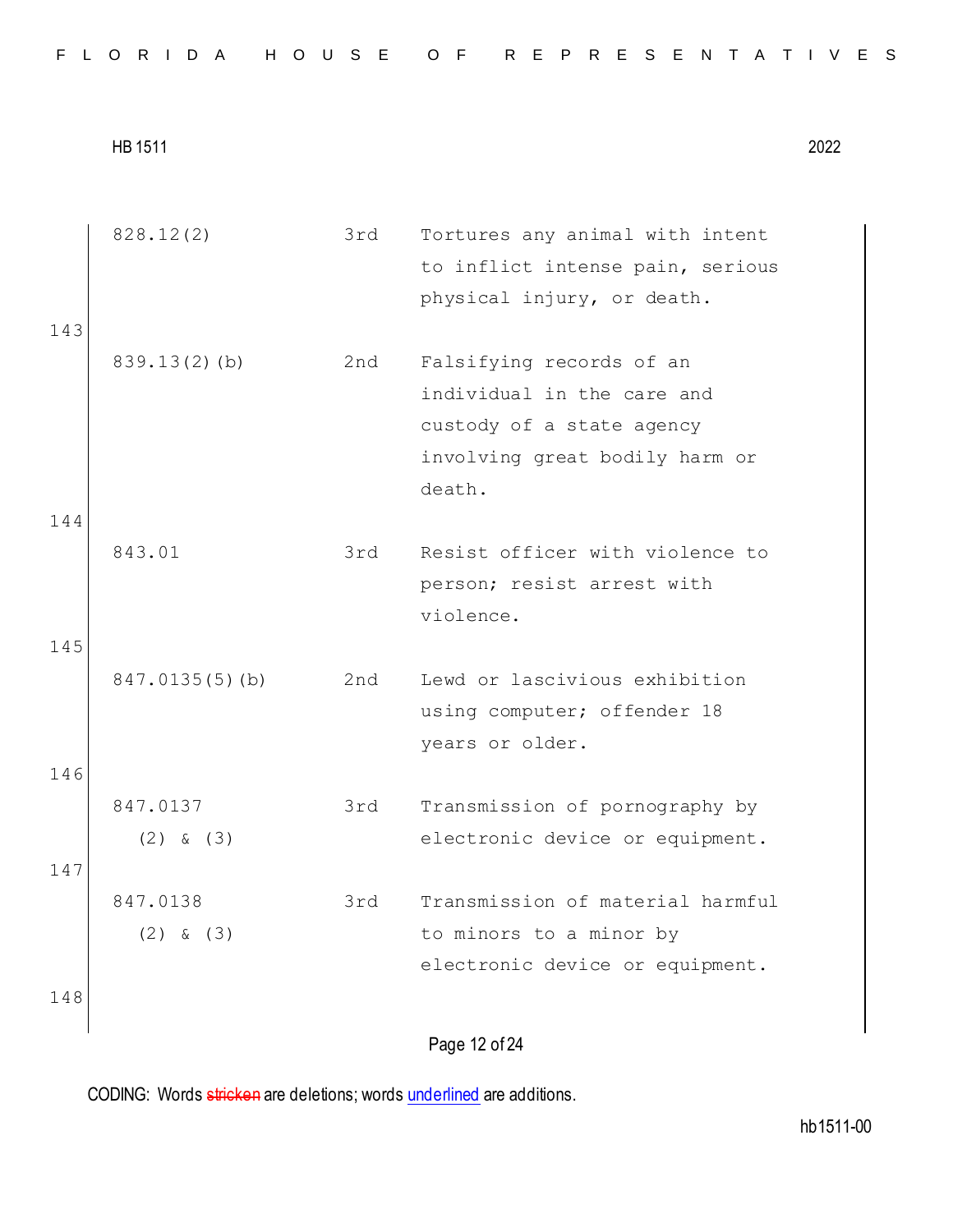| | | |
|---|---|---|
| 828.12(2) | 3rd | Tortures any animal with intent to inflict intense pain, serious physical injury, or death. |
| 839.13(2)(b) | 2nd | Falsifying records of an individual in the care and custody of a state agency involving great bodily harm or death. |
| 843.01 | 3rd | Resist officer with violence to person; resist arrest with violence. |
| 847.0135(5)(b) | 2nd | Lewd or lascivious exhibition using computer; offender 18 years or older. |
| 847.0137 (2) & (3) | 3rd | Transmission of pornography by electronic device or equipment. |
| 847.0138 (2) & (3) | 3rd | Transmission of material harmful to minors to a minor by electronic device or equipment. |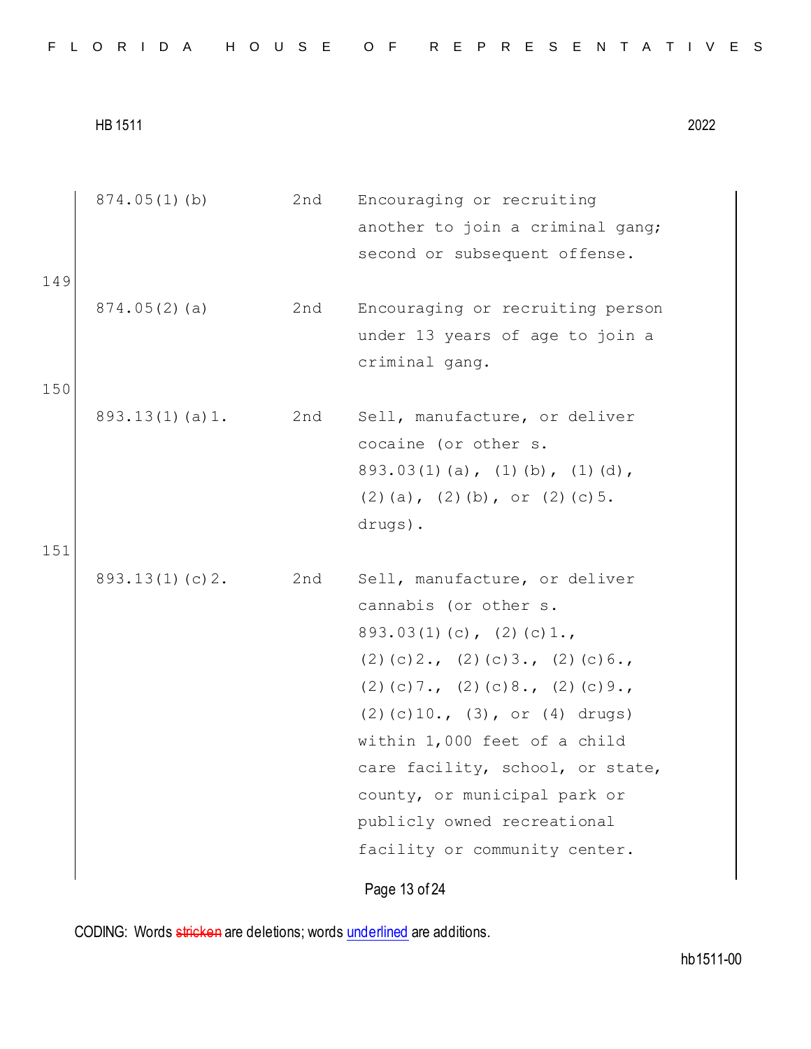| | | | |
|---|---|---|---|
| | 874.05(1)(b) | 2nd | Encouraging or recruiting another to join a criminal gang; second or subsequent offense. |
| 149 | | | |
| | 874.05(2)(a) | 2nd | Encouraging or recruiting person under 13 years of age to join a criminal gang. |
| 150 | | | |
| | 893.13(1)(a)1. | 2nd | Sell, manufacture, or deliver cocaine (or other s. 893.03(1)(a), (1)(b), (1)(d), (2)(a), (2)(b), or (2)(c)5. drugs). |
| 151 | | | |
| | 893.13(1)(c)2. | 2nd | Sell, manufacture, or deliver cannabis (or other s. 893.03(1)(c), (2)(c)1., (2)(c)2., (2)(c)3., (2)(c)6., (2)(c)7., (2)(c)8., (2)(c)9., (2)(c)10., (3), or (4) drugs) within 1,000 feet of a child care facility, school, or state, county, or municipal park or publicly owned recreational facility or community center. |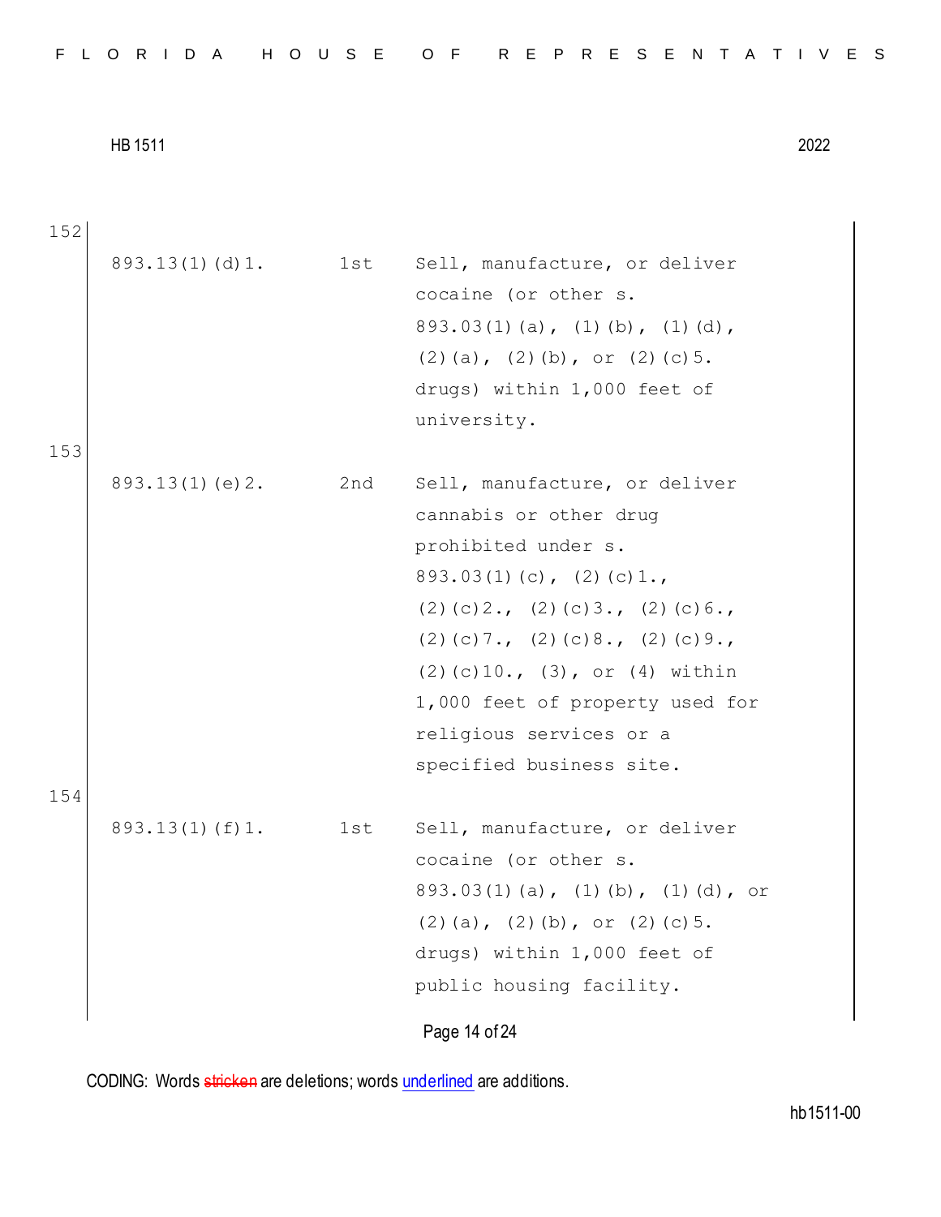152

| | | |
|---|---|---|
| 893.13(1)(d)1. | 1st | Sell, manufacture, or deliver cocaine (or other s. 893.03(1)(a), (1)(b), (1)(d), (2)(a), (2)(b), or (2)(c)5. drugs) within 1,000 feet of university. |

153

| | | |
|---|---|---|
| 893.13(1)(e)2. | 2nd | Sell, manufacture, or deliver cannabis or other drug prohibited under s. 893.03(1)(c), (2)(c)1., (2)(c)2., (2)(c)3., (2)(c)6., (2)(c)7., (2)(c)8., (2)(c)9., (2)(c)10., (3), or (4) within 1,000 feet of property used for religious services or a specified business site. |

154

| | | |
|---|---|---|
| 893.13(1)(f)1. | 1st | Sell, manufacture, or deliver cocaine (or other s. 893.03(1)(a), (1)(b), (1)(d), or (2)(a), (2)(b), or (2)(c)5. drugs) within 1,000 feet of public housing facility. |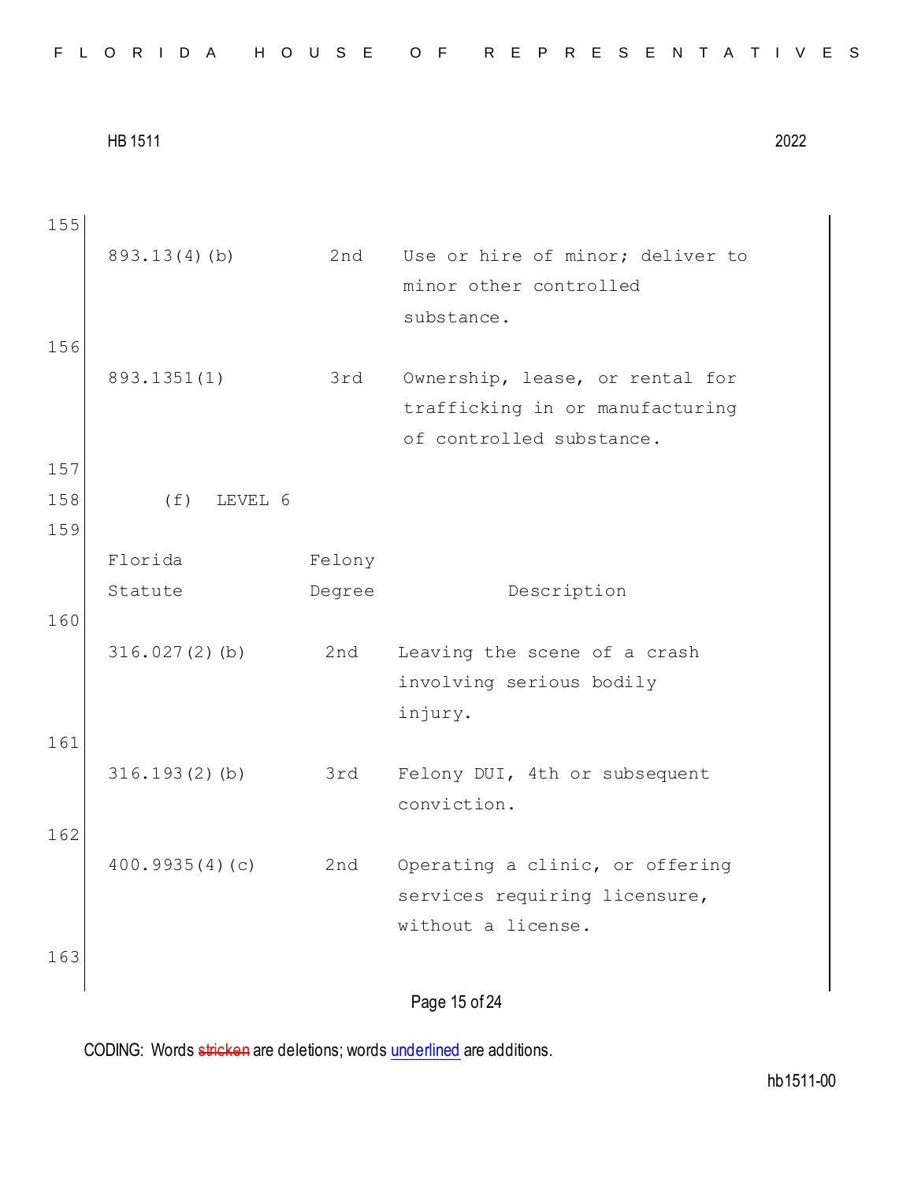155

| 893.13(4)(b) | 2nd | Use or hire of minor; deliver to minor other controlled substance. |
|---|---|---|

156

| 893.1351(1) | 3rd | Ownership, lease, or rental for trafficking in or manufacturing of controlled substance. |
|---|---|---|

157

158 (f) LEVEL 6

159

| Florida Statute | Felony Degree | Description |
|---|---|---|

160

| 316.027(2)(b) | 2nd | Leaving the scene of a crash involving serious bodily injury. |
|---|---|---|

161

| 316.193(2)(b) | 3rd | Felony DUI, 4th or subsequent conviction. |
|---|---|---|

162

| 400.9935(4)(c) | 2nd | Operating a clinic, or offering services requiring licensure, without a license. |
|---|---|---|

163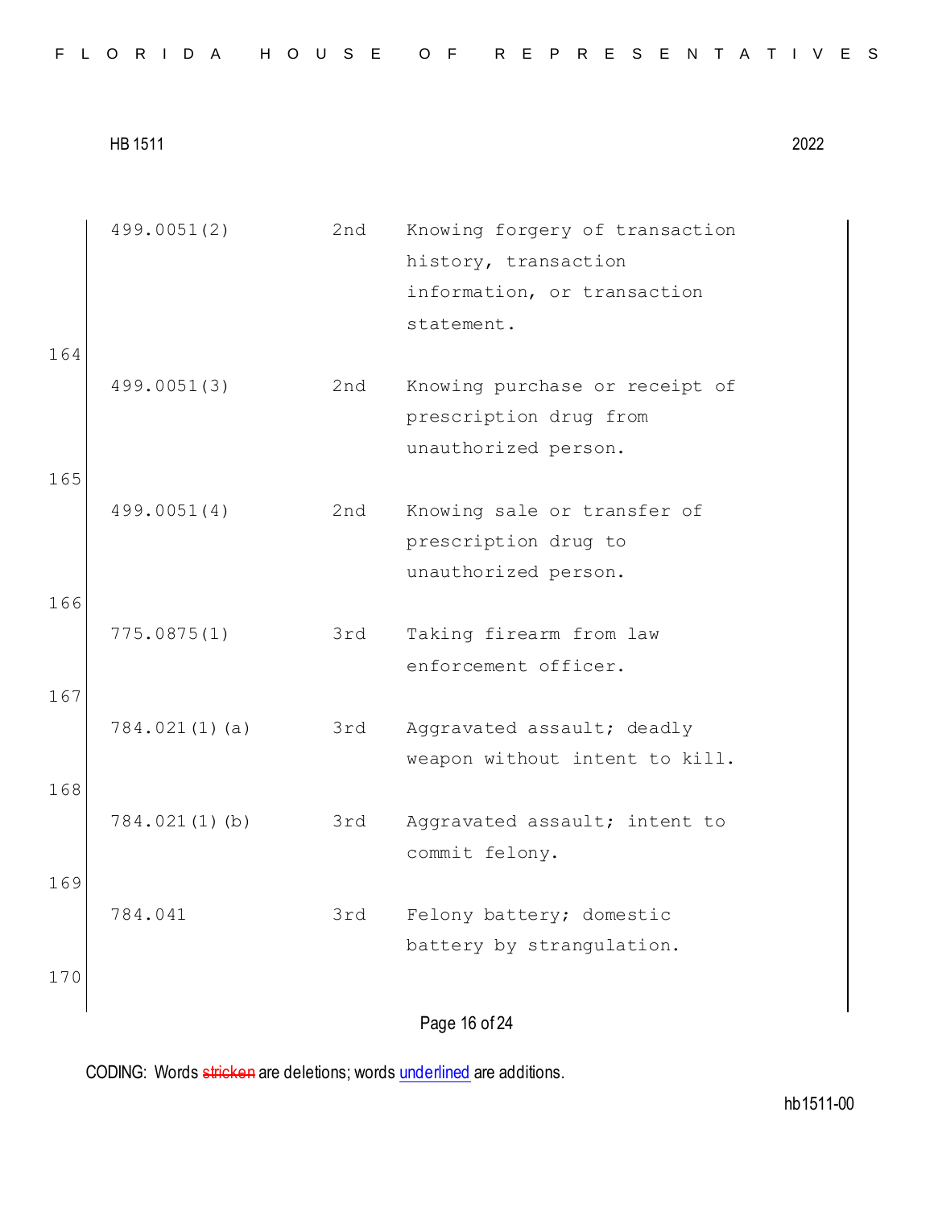| | | |
|---|---|---|
| 499.0051(2) | 2nd | Knowing forgery of transaction history, transaction information, or transaction statement. |
| 499.0051(3) | 2nd | Knowing purchase or receipt of prescription drug from unauthorized person. |
| 499.0051(4) | 2nd | Knowing sale or transfer of prescription drug to unauthorized person. |
| 775.0875(1) | 3rd | Taking firearm from law enforcement officer. |
| 784.021(1)(a) | 3rd | Aggravated assault; deadly weapon without intent to kill. |
| 784.021(1)(b) | 3rd | Aggravated assault; intent to commit felony. |
| 784.041 | 3rd | Felony battery; domestic battery by strangulation. |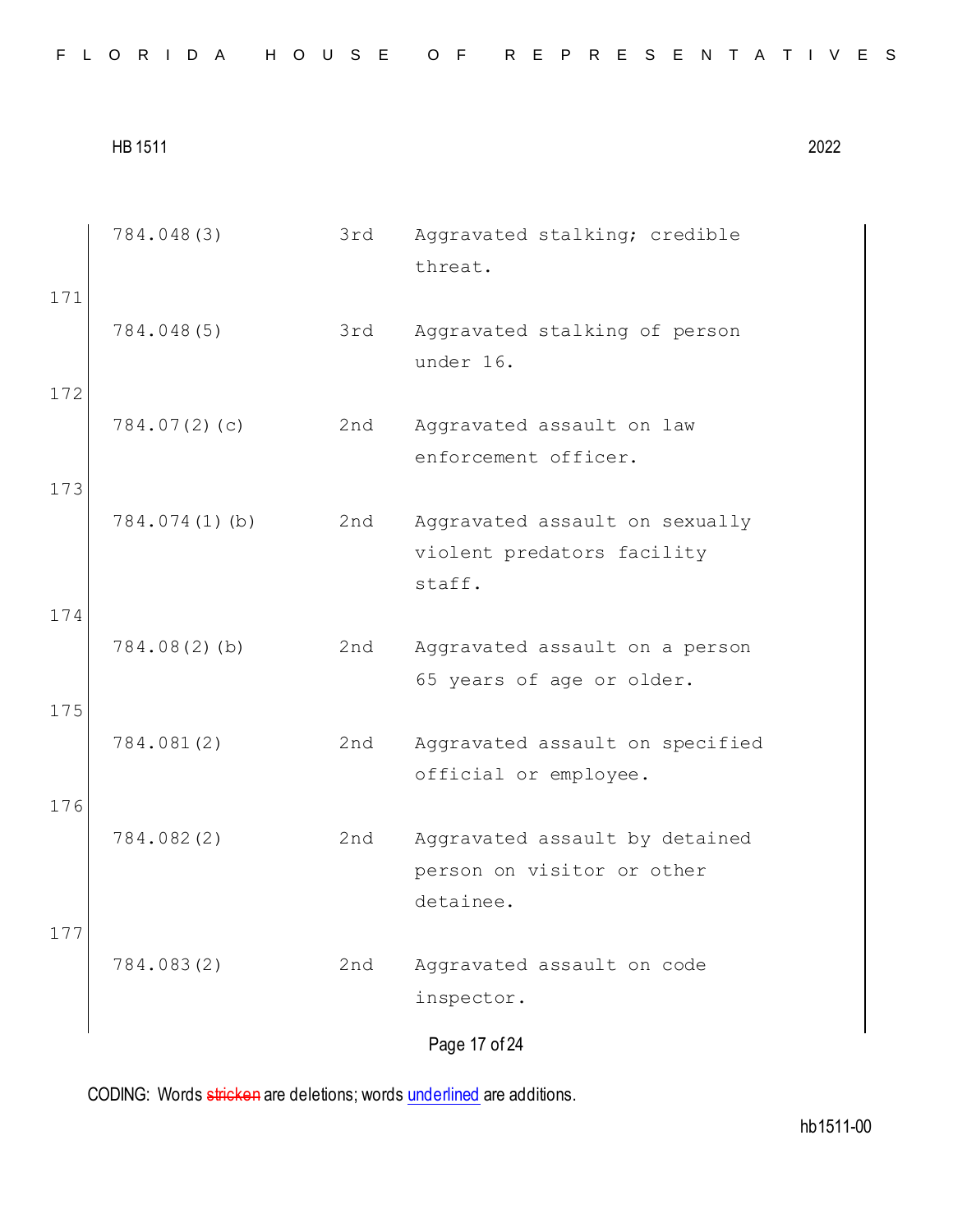| | | | |
|---|---|---|---|
| | 784.048(3) | 3rd | Aggravated stalking; credible threat. |
| 171 | 784.048(5) | 3rd | Aggravated stalking of person under 16. |
| 172 | 784.07(2)(c) | 2nd | Aggravated assault on law enforcement officer. |
| 173 | 784.074(1)(b) | 2nd | Aggravated assault on sexually violent predators facility staff. |
| 174 | 784.08(2)(b) | 2nd | Aggravated assault on a person 65 years of age or older. |
| 175 | 784.081(2) | 2nd | Aggravated assault on specified official or employee. |
| 176 | 784.082(2) | 2nd | Aggravated assault by detained person on visitor or other detainee. |
| 177 | 784.083(2) | 2nd | Aggravated assault on code inspector. |

CODING: Words stricken are deletions; words underlined are additions.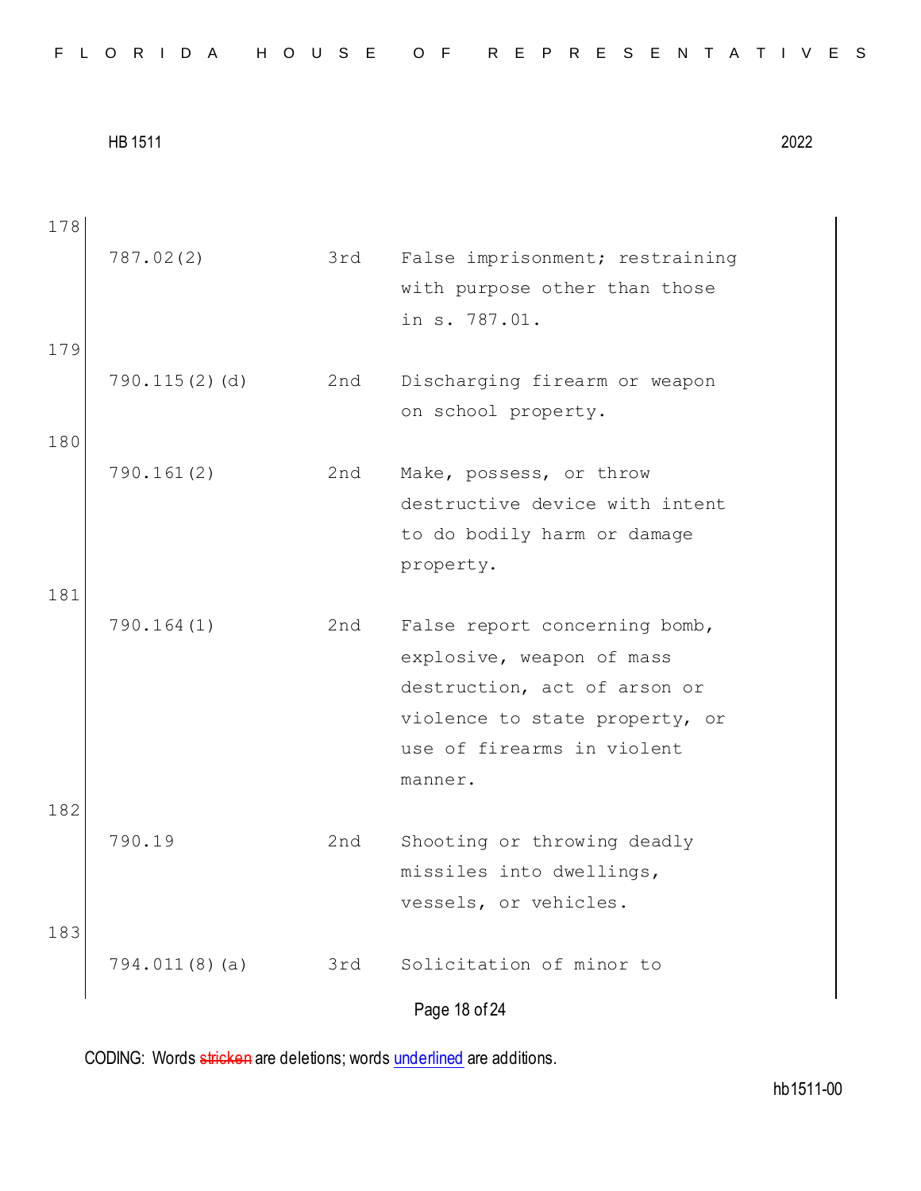178

| | | |
|---|---|---|
| 787.02(2) | 3rd | False imprisonment; restraining with purpose other than those in s. 787.01. |

179

| | | |
|---|---|---|
| 790.115(2)(d) | 2nd | Discharging firearm or weapon on school property. |

180

| | | |
|---|---|---|
| 790.161(2) | 2nd | Make, possess, or throw destructive device with intent to do bodily harm or damage property. |

181

| | | |
|---|---|---|
| 790.164(1) | 2nd | False report concerning bomb, explosive, weapon of mass destruction, act of arson or violence to state property, or use of firearms in violent manner. |

182

| | | |
|---|---|---|
| 790.19 | 2nd | Shooting or throwing deadly missiles into dwellings, vessels, or vehicles. |

183

| | | |
|---|---|---|
| 794.011(8)(a) | 3rd | Solicitation of minor to |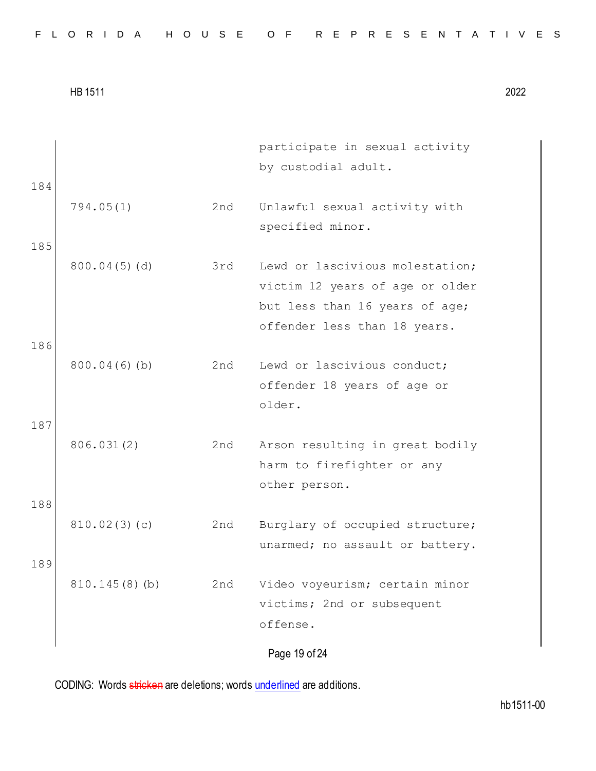| | | |
|---|---|---|
| | | participate in sexual activity by custodial adult. |

184

| | | |
|---|---|---|
| 794.05(1) | 2nd | Unlawful sexual activity with specified minor. |

185

| | | |
|---|---|---|
| 800.04(5)(d) | 3rd | Lewd or lascivious molestation; victim 12 years of age or older but less than 16 years of age; offender less than 18 years. |

186

| | | |
|---|---|---|
| 800.04(6)(b) | 2nd | Lewd or lascivious conduct; offender 18 years of age or older. |

187

| | | |
|---|---|---|
| 806.031(2) | 2nd | Arson resulting in great bodily harm to firefighter or any other person. |

188

| | | |
|---|---|---|
| 810.02(3)(c) | 2nd | Burglary of occupied structure; unarmed; no assault or battery. |

189

| | | |
|---|---|---|
| 810.145(8)(b) | 2nd | Video voyeurism; certain minor victims; 2nd or subsequent offense. |

CODING: Words ~~stricken~~ are deletions; words <u>underlined</u> are additions.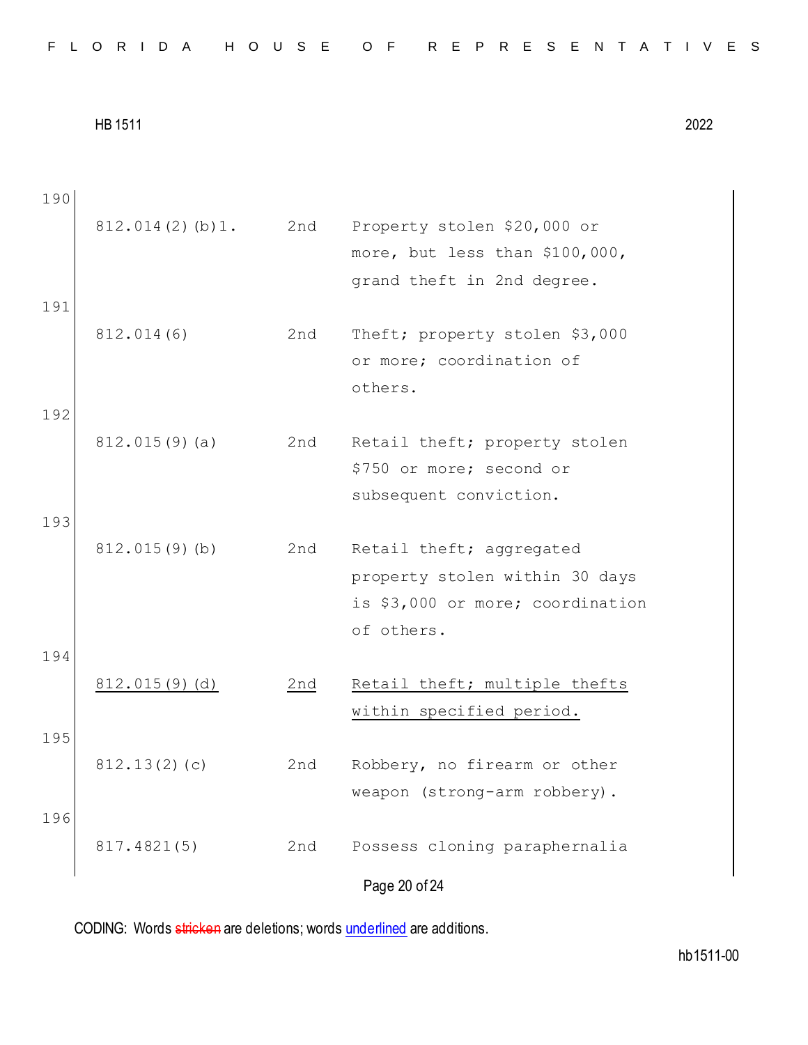190

| | | |
|---|---|---|
| 812.014(2)(b)1. | 2nd | Property stolen $20,000 or more, but less than $100,000, grand theft in 2nd degree. |

191

| | | |
|---|---|---|
| 812.014(6) | 2nd | Theft; property stolen $3,000 or more; coordination of others. |

192

| | | |
|---|---|---|
| 812.015(9)(a) | 2nd | Retail theft; property stolen $750 or more; second or subsequent conviction. |

193

| | | |
|---|---|---|
| 812.015(9)(b) | 2nd | Retail theft; aggregated property stolen within 30 days is $3,000 or more; coordination of others. |

194

| | | |
|---|---|---|
| <u>812.015(9)(d)</u> | <u>2nd</u> | <u>Retail theft; multiple thefts within specified period.</u> |

195

| | | |
|---|---|---|
| 812.13(2)(c) | 2nd | Robbery, no firearm or other weapon (strong-arm robbery). |

196

| | | |
|---|---|---|
| 817.4821(5) | 2nd | Possess cloning paraphernalia |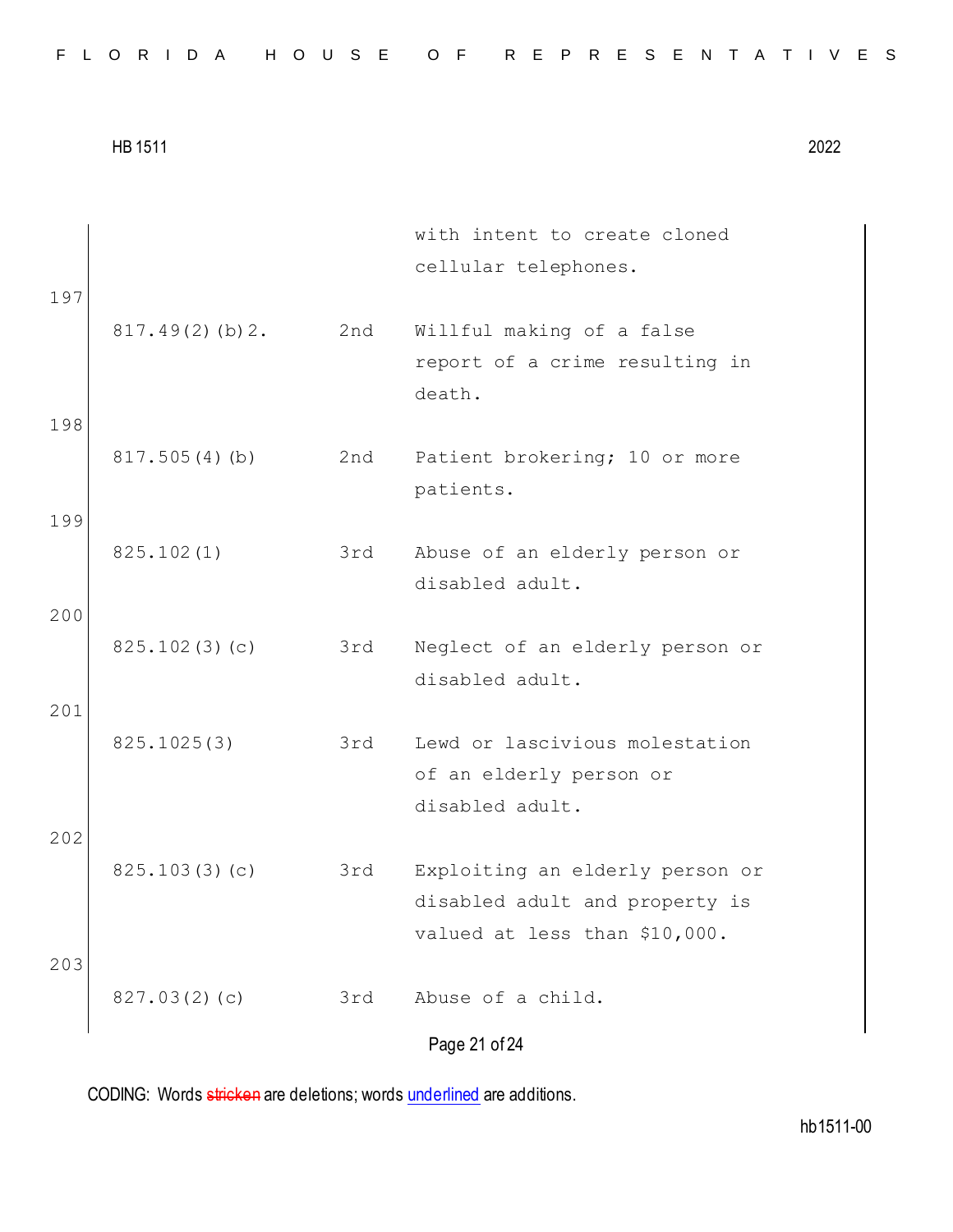| | | |
|---|---|---|
| | | with intent to create cloned cellular telephones. |
| 817.49(2)(b)2. | 2nd | Willful making of a false report of a crime resulting in death. |
| 817.505(4)(b) | 2nd | Patient brokering; 10 or more patients. |
| 825.102(1) | 3rd | Abuse of an elderly person or disabled adult. |
| 825.102(3)(c) | 3rd | Neglect of an elderly person or disabled adult. |
| 825.1025(3) | 3rd | Lewd or lascivious molestation of an elderly person or disabled adult. |
| 825.103(3)(c) | 3rd | Exploiting an elderly person or disabled adult and property is valued at less than $10,000. |
| 827.03(2)(c) | 3rd | Abuse of a child. |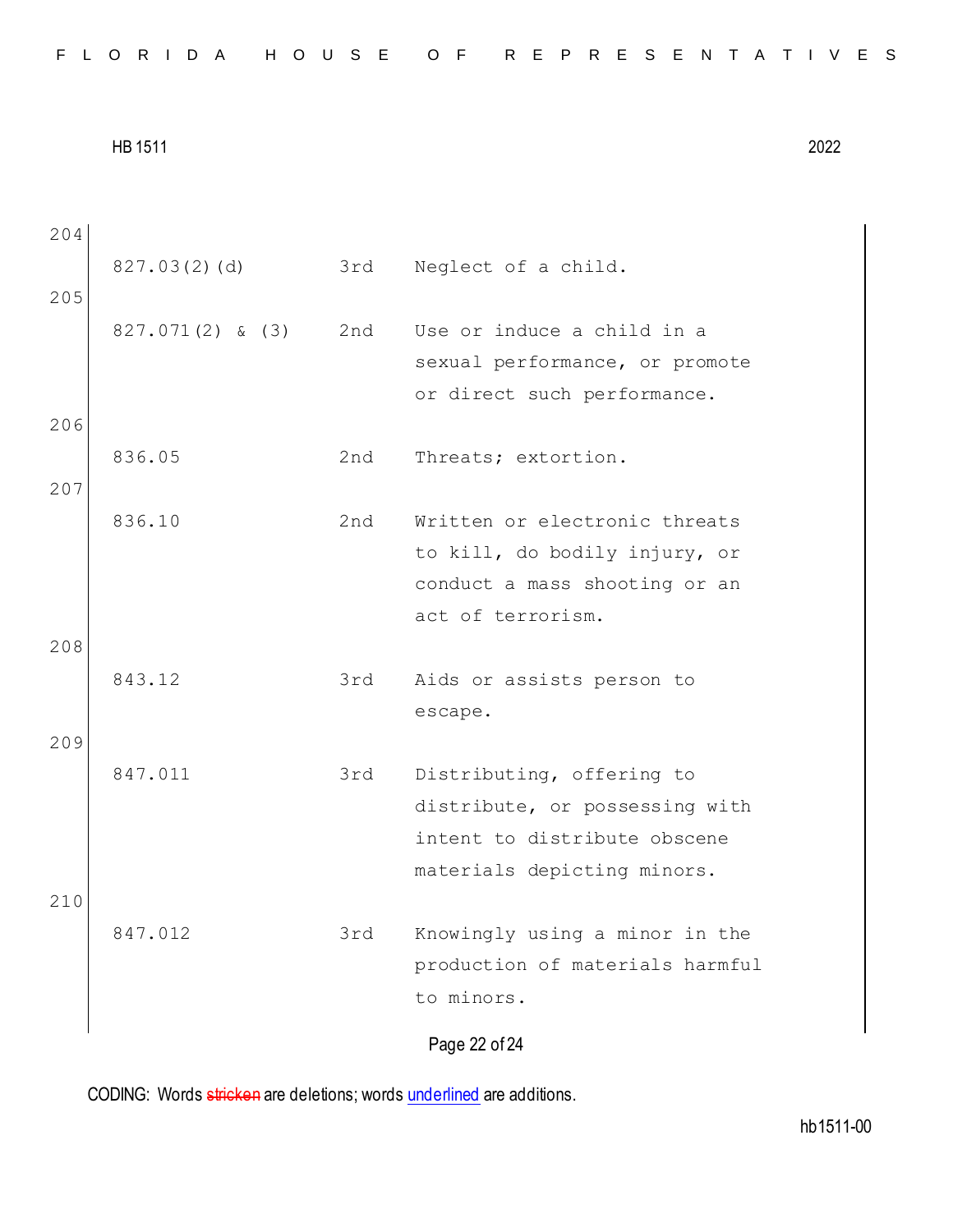| | | | |
|---|---|---|---|
| 204 | | | |
| | 827.03(2)(d) | 3rd | Neglect of a child. |
| 205 | | | |
| | 827.071(2) & (3) | 2nd | Use or induce a child in a sexual performance, or promote or direct such performance. |
| 206 | | | |
| | 836.05 | 2nd | Threats; extortion. |
| 207 | | | |
| | 836.10 | 2nd | Written or electronic threats to kill, do bodily injury, or conduct a mass shooting or an act of terrorism. |
| 208 | | | |
| | 843.12 | 3rd | Aids or assists person to escape. |
| 209 | | | |
| | 847.011 | 3rd | Distributing, offering to distribute, or possessing with intent to distribute obscene materials depicting minors. |
| 210 | | | |
| | 847.012 | 3rd | Knowingly using a minor in the production of materials harmful to minors. |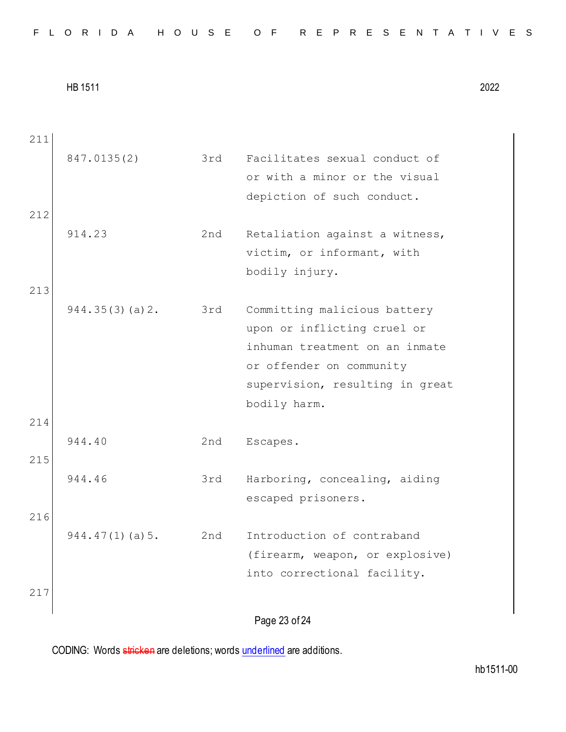211

| | | |
|---|---|---|
| 847.0135(2) | 3rd | Facilitates sexual conduct of or with a minor or the visual depiction of such conduct. |
| 914.23 | 2nd | Retaliation against a witness, victim, or informant, with bodily injury. |
| 944.35(3)(a)2. | 3rd | Committing malicious battery upon or inflicting cruel or inhuman treatment on an inmate or offender on community supervision, resulting in great bodily harm. |
| 944.40 | 2nd | Escapes. |
| 944.46 | 3rd | Harboring, concealing, aiding escaped prisoners. |
| 944.47(1)(a)5. | 2nd | Introduction of contraband (firearm, weapon, or explosive) into correctional facility. |

212

213

214

215

216

217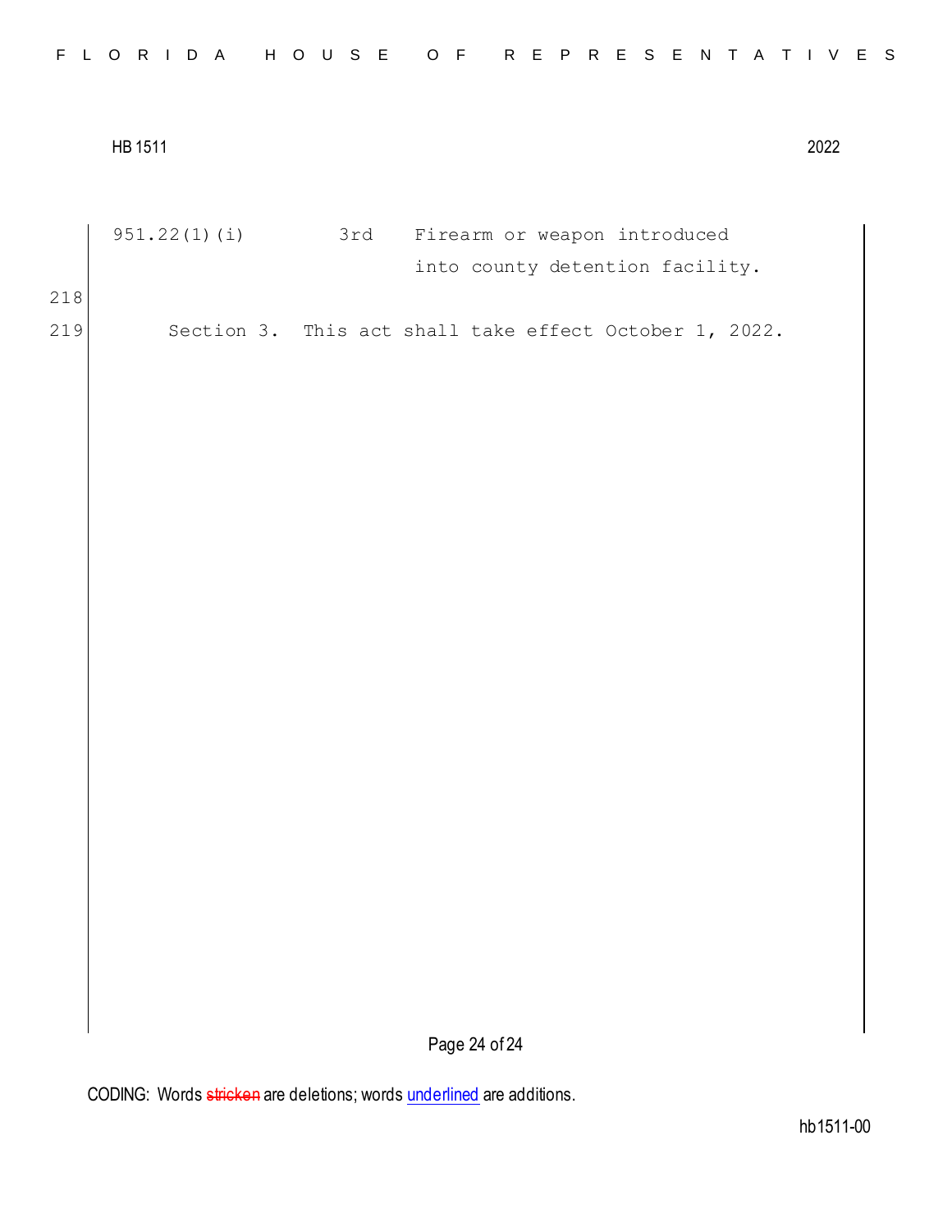| | | |
|---|---|---|
| 951.22(1)(i) | 3rd | Firearm or weapon introduced into county detention facility. |

218

219 Section 3. This act shall take effect October 1, 2022.

CODING: Words ~~stricken~~ are deletions; words <u>underlined</u> are additions.